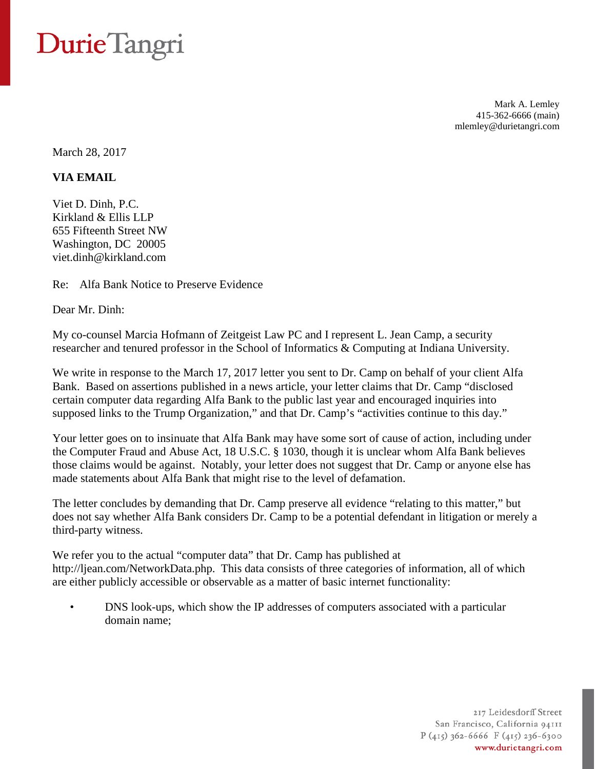# Durie Tangri

Mark A. Lemley
415-362-6666 (main)
mlemley@durietangri.com

March 28, 2017

**VIA EMAIL**

Viet D. Dinh, P.C.
Kirkland & Ellis LLP
655 Fifteenth Street NW
Washington, DC 20005
viet.dinh@kirkland.com

Re: Alfa Bank Notice to Preserve Evidence

Dear Mr. Dinh:

My co-counsel Marcia Hofmann of Zeitgeist Law PC and I represent L. Jean Camp, a security researcher and tenured professor in the School of Informatics & Computing at Indiana University.

We write in response to the March 17, 2017 letter you sent to Dr. Camp on behalf of your client Alfa Bank. Based on assertions published in a news article, your letter claims that Dr. Camp "disclosed certain computer data regarding Alfa Bank to the public last year and encouraged inquiries into supposed links to the Trump Organization," and that Dr. Camp's "activities continue to this day."

Your letter goes on to insinuate that Alfa Bank may have some sort of cause of action, including under the Computer Fraud and Abuse Act, 18 U.S.C. § 1030, though it is unclear whom Alfa Bank believes those claims would be against. Notably, your letter does not suggest that Dr. Camp or anyone else has made statements about Alfa Bank that might rise to the level of defamation.

The letter concludes by demanding that Dr. Camp preserve all evidence "relating to this matter," but does not say whether Alfa Bank considers Dr. Camp to be a potential defendant in litigation or merely a third-party witness.

We refer you to the actual "computer data" that Dr. Camp has published at http://ljean.com/NetworkData.php. This data consists of three categories of information, all of which are either publicly accessible or observable as a matter of basic internet functionality:

- DNS look-ups, which show the IP addresses of computers associated with a particular domain name;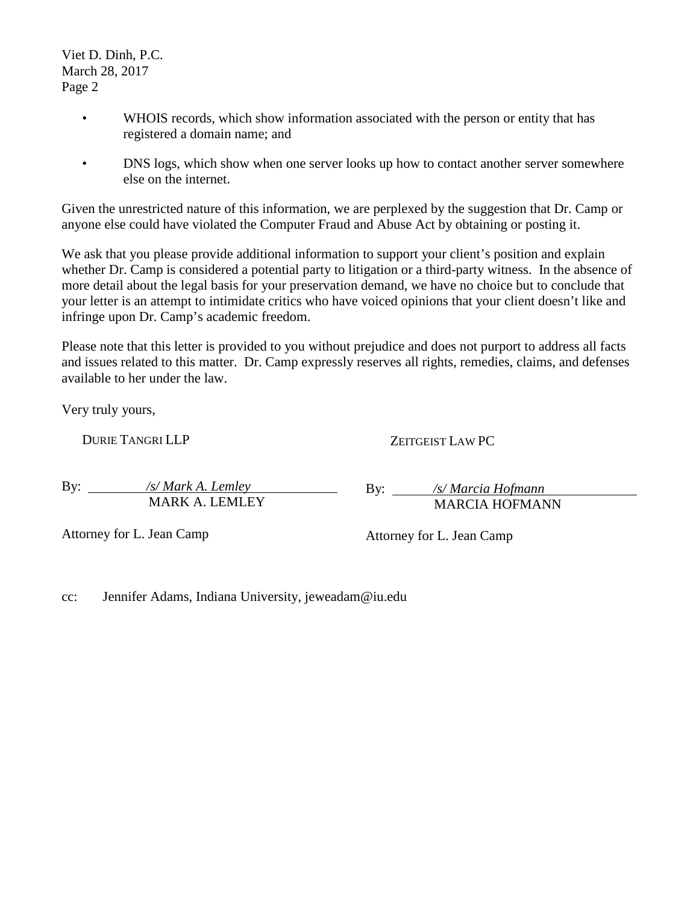- WHOIS records, which show information associated with the person or entity that has registered a domain name; and
- DNS logs, which show when one server looks up how to contact another server somewhere else on the internet.

Given the unrestricted nature of this information, we are perplexed by the suggestion that Dr. Camp or anyone else could have violated the Computer Fraud and Abuse Act by obtaining or posting it.

We ask that you please provide additional information to support your client's position and explain whether Dr. Camp is considered a potential party to litigation or a third-party witness. In the absence of more detail about the legal basis for your preservation demand, we have no choice but to conclude that your letter is an attempt to intimidate critics who have voiced opinions that your client doesn't like and infringe upon Dr. Camp's academic freedom.

Please note that this letter is provided to you without prejudice and does not purport to address all facts and issues related to this matter. Dr. Camp expressly reserves all rights, remedies, claims, and defenses available to her under the law.

Very truly yours,

DURIE TANGRI LLP

By: */s/ Mark A. Lemley*
MARK A. LEMLEY

Attorney for L. Jean Camp

ZEITGEIST LAW PC

By: */s/ Marcia Hofmann*
MARCIA HOFMANN

Attorney for L. Jean Camp

cc: Jennifer Adams, Indiana University, jeweadam@iu.edu